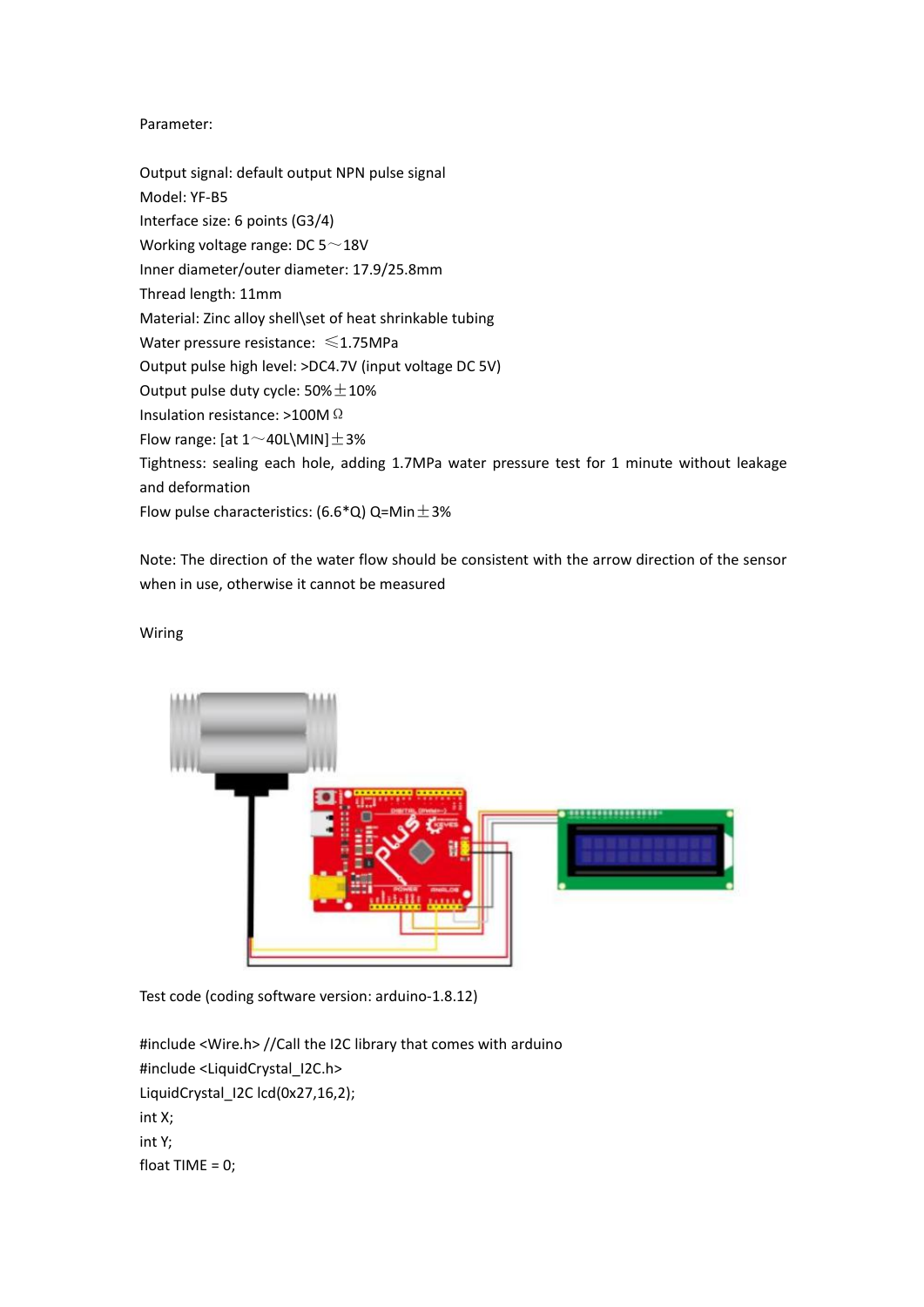Parameter:

Output signal: default output NPN pulse signal
Model: YF-B5
Interface size: 6 points (G3/4)
Working voltage range: DC 5～18V
Inner diameter/outer diameter: 17.9/25.8mm
Thread length: 11mm
Material: Zinc alloy shell\set of heat shrinkable tubing
Water pressure resistance: ≤1.75MPa
Output pulse high level: >DC4.7V (input voltage DC 5V)
Output pulse duty cycle: 50%±10%
Insulation resistance: >100MΩ
Flow range: [at 1～40L\MIN]±3%
Tightness: sealing each hole, adding 1.7MPa water pressure test for 1 minute without leakage and deformation
Flow pulse characteristics: (6.6*Q) Q=Min±3%

Note: The direction of the water flow should be consistent with the arrow direction of the sensor when in use, otherwise it cannot be measured

Wiring

Test code (coding software version: arduino-1.8.12)

```
#include <Wire.h> //Call the I2C library that comes with arduino
#include <LiquidCrystal_I2C.h>
LiquidCrystal_I2C lcd(0x27,16,2);
int X;
int Y;
float TIME = 0;
```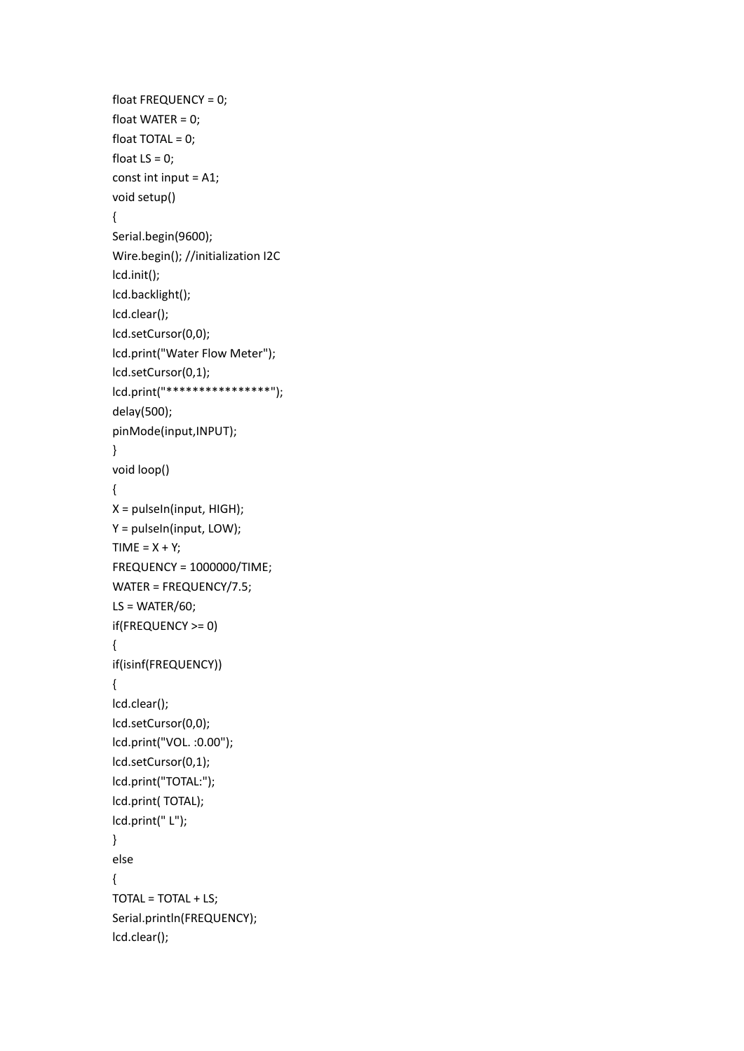```
float FREQUENCY = 0;
float WATER = 0;
float TOTAL = 0;
float LS = 0;
const int input = A1;
void setup()
{
Serial.begin(9600);
Wire.begin(); //initialization I2C
lcd.init();
lcd.backlight();
lcd.clear();
lcd.setCursor(0,0);
lcd.print("Water Flow Meter");
lcd.setCursor(0,1);
lcd.print("****************");
delay(500);
pinMode(input,INPUT);
}
void loop()
{
X = pulseIn(input, HIGH);
Y = pulseIn(input, LOW);
TIME = X + Y;
FREQUENCY = 1000000/TIME;
WATER = FREQUENCY/7.5;
LS = WATER/60;
if(FREQUENCY >= 0)
{
if(isinf(FREQUENCY))
{
lcd.clear();
lcd.setCursor(0,0);
lcd.print("VOL. :0.00");
lcd.setCursor(0,1);
lcd.print("TOTAL:");
lcd.print( TOTAL);
lcd.print(" L");
}
else
{
TOTAL = TOTAL + LS;
Serial.println(FREQUENCY);
lcd.clear();
```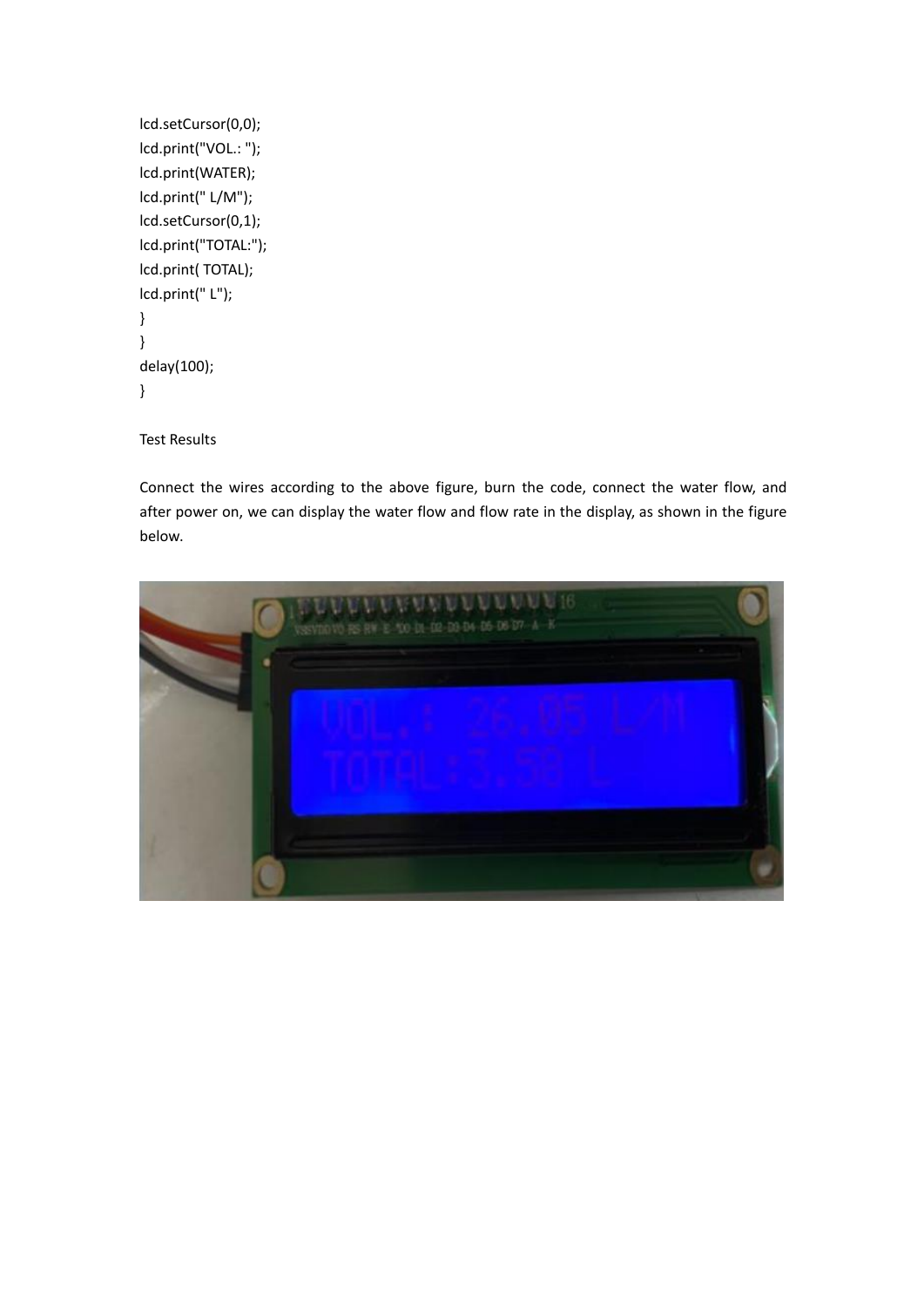```
lcd.setCursor(0,0);
lcd.print("VOL.: ");
lcd.print(WATER);
lcd.print(" L/M");
lcd.setCursor(0,1);
lcd.print("TOTAL:");
lcd.print( TOTAL);
lcd.print(" L");
}
}
delay(100);
}
```

Test Results

Connect the wires according to the above figure, burn the code, connect the water flow, and after power on, we can display the water flow and flow rate in the display, as shown in the figure below.